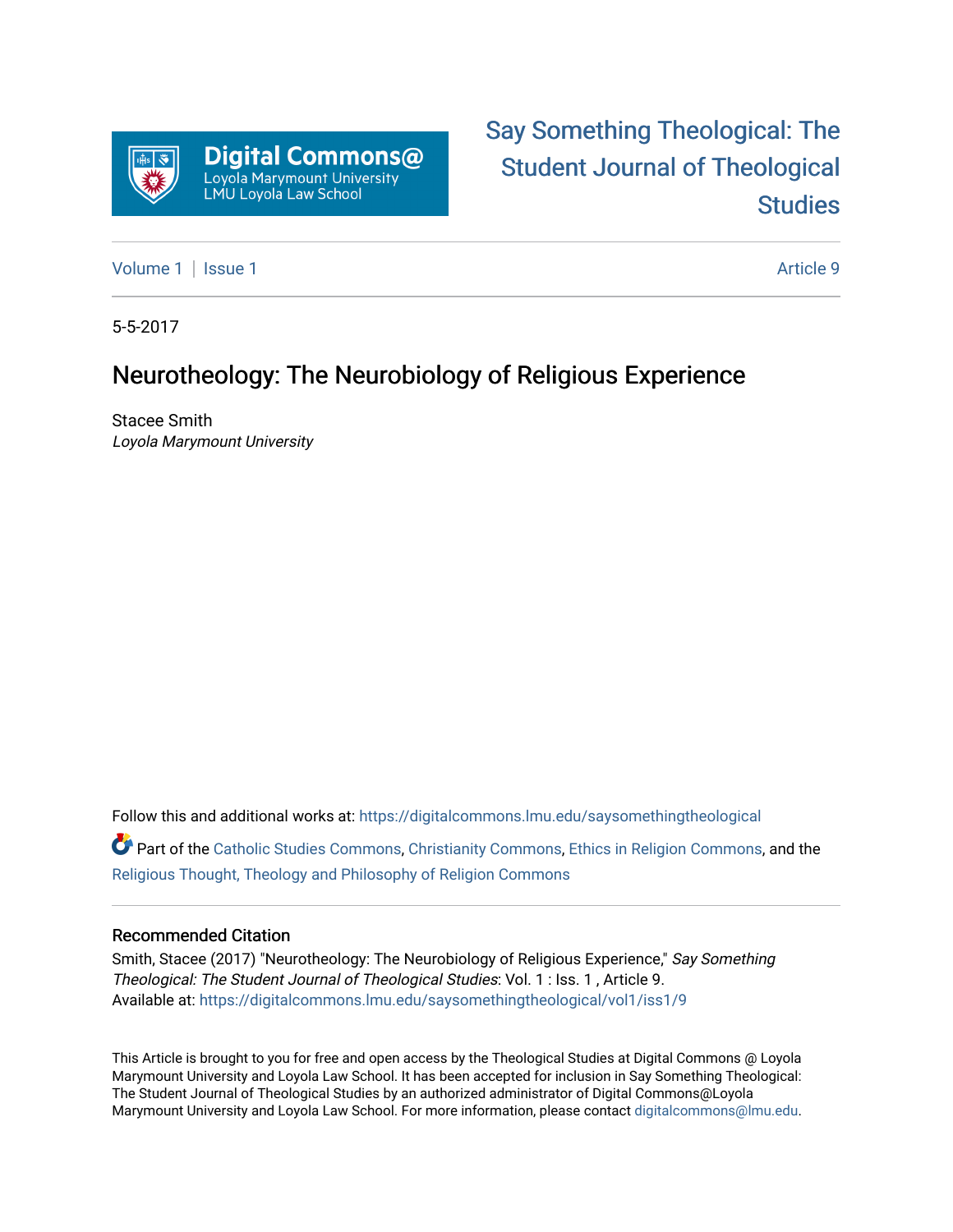Digital Commons@
Loyola Marymount University
LMU Loyola Law School

Say Something Theological: The Student Journal of Theological Studies

Volume 1 | Issue 1 Article 9

5-5-2017

# Neurotheology: The Neurobiology of Religious Experience

Stacee Smith
*Loyola Marymount University*

Follow this and additional works at: https://digitalcommons.lmu.edu/saysomethingtheological

Part of the Catholic Studies Commons, Christianity Commons, Ethics in Religion Commons, and the Religious Thought, Theology and Philosophy of Religion Commons

## Recommended Citation

Smith, Stacee (2017) "Neurotheology: The Neurobiology of Religious Experience," *Say Something Theological: The Student Journal of Theological Studies*: Vol. 1 : Iss. 1 , Article 9.
Available at: https://digitalcommons.lmu.edu/saysomethingtheological/vol1/iss1/9

This Article is brought to you for free and open access by the Theological Studies at Digital Commons @ Loyola Marymount University and Loyola Law School. It has been accepted for inclusion in Say Something Theological: The Student Journal of Theological Studies by an authorized administrator of Digital Commons@Loyola Marymount University and Loyola Law School. For more information, please contact digitalcommons@lmu.edu.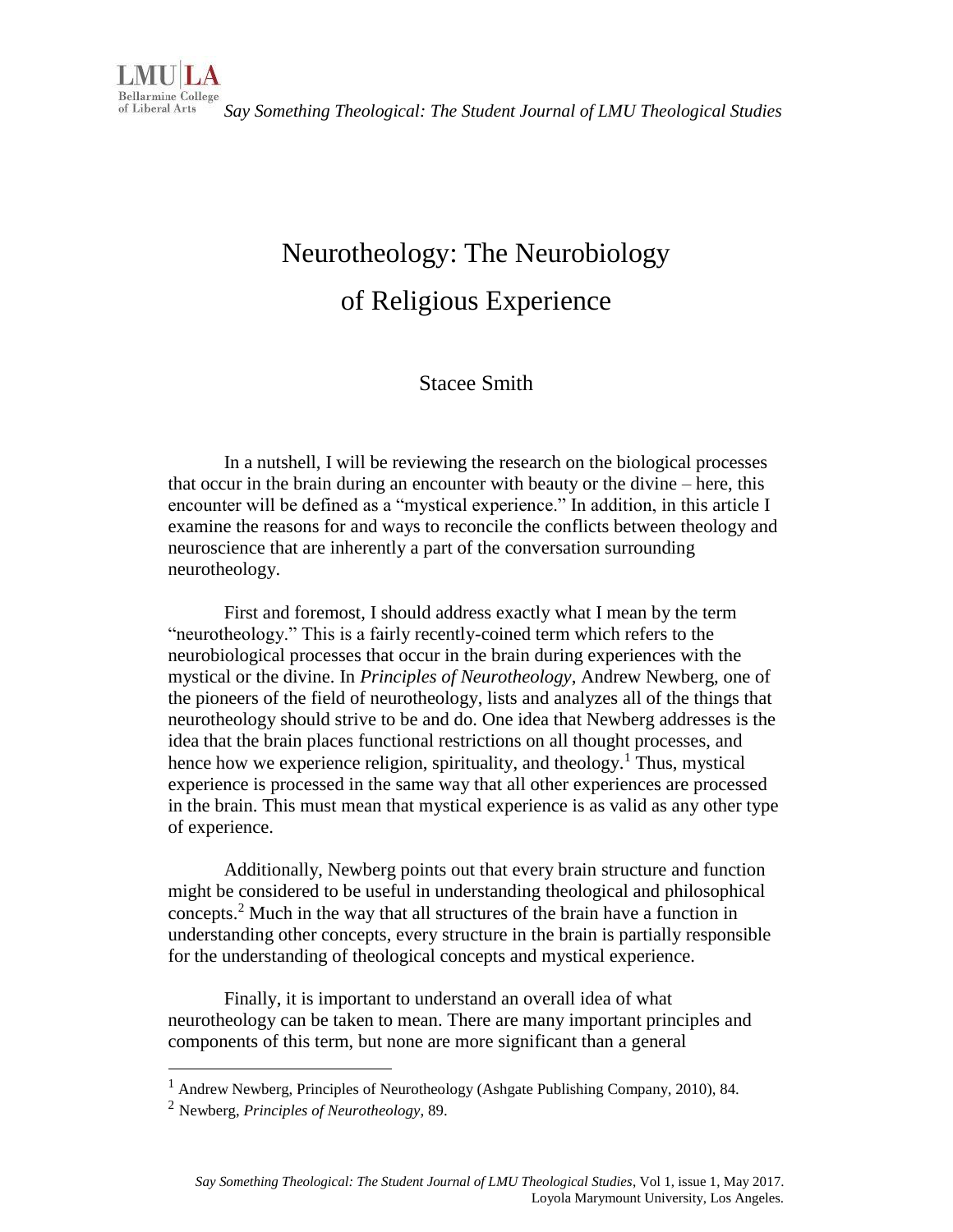# Neurotheology: The Neurobiology of Religious Experience

Stacee Smith

In a nutshell, I will be reviewing the research on the biological processes that occur in the brain during an encounter with beauty or the divine – here, this encounter will be defined as a "mystical experience." In addition, in this article I examine the reasons for and ways to reconcile the conflicts between theology and neuroscience that are inherently a part of the conversation surrounding neurotheology.

First and foremost, I should address exactly what I mean by the term "neurotheology." This is a fairly recently-coined term which refers to the neurobiological processes that occur in the brain during experiences with the mystical or the divine. In *Principles of Neurotheology*, Andrew Newberg, one of the pioneers of the field of neurotheology, lists and analyzes all of the things that neurotheology should strive to be and do. One idea that Newberg addresses is the idea that the brain places functional restrictions on all thought processes, and hence how we experience religion, spirituality, and theology.[1] Thus, mystical experience is processed in the same way that all other experiences are processed in the brain. This must mean that mystical experience is as valid as any other type of experience.

Additionally, Newberg points out that every brain structure and function might be considered to be useful in understanding theological and philosophical concepts.[2] Much in the way that all structures of the brain have a function in understanding other concepts, every structure in the brain is partially responsible for the understanding of theological concepts and mystical experience.

Finally, it is important to understand an overall idea of what neurotheology can be taken to mean. There are many important principles and components of this term, but none are more significant than a general

---

[1] Andrew Newberg, Principles of Neurotheology (Ashgate Publishing Company, 2010), 84.

[2] Newberg, *Principles of Neurotheology*, 89.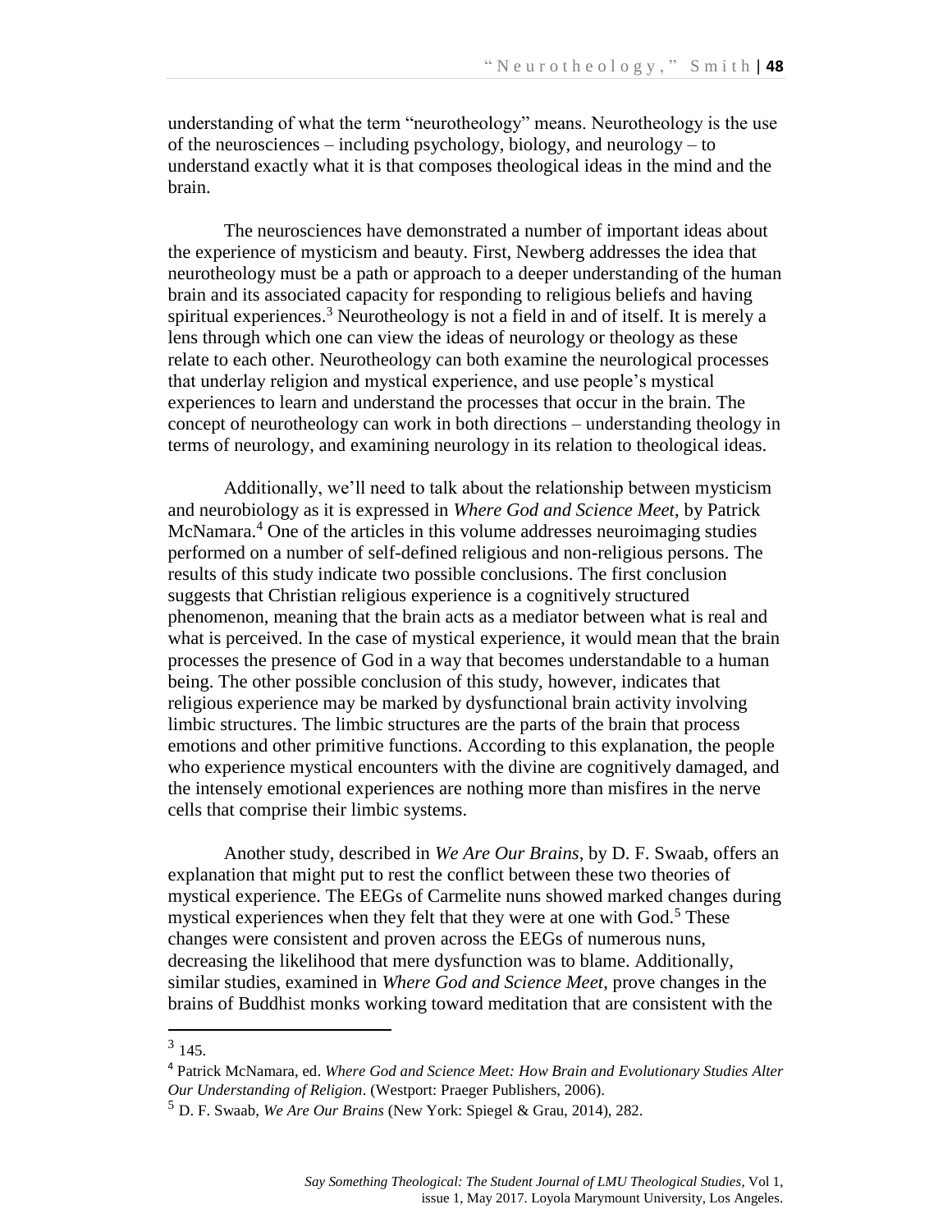understanding of what the term "neurotheology" means. Neurotheology is the use of the neurosciences – including psychology, biology, and neurology – to understand exactly what it is that composes theological ideas in the mind and the brain.

The neurosciences have demonstrated a number of important ideas about the experience of mysticism and beauty. First, Newberg addresses the idea that neurotheology must be a path or approach to a deeper understanding of the human brain and its associated capacity for responding to religious beliefs and having spiritual experiences.[3] Neurotheology is not a field in and of itself. It is merely a lens through which one can view the ideas of neurology or theology as these relate to each other. Neurotheology can both examine the neurological processes that underlay religion and mystical experience, and use people's mystical experiences to learn and understand the processes that occur in the brain. The concept of neurotheology can work in both directions – understanding theology in terms of neurology, and examining neurology in its relation to theological ideas.

Additionally, we'll need to talk about the relationship between mysticism and neurobiology as it is expressed in *Where God and Science Meet*, by Patrick McNamara.[4] One of the articles in this volume addresses neuroimaging studies performed on a number of self-defined religious and non-religious persons. The results of this study indicate two possible conclusions. The first conclusion suggests that Christian religious experience is a cognitively structured phenomenon, meaning that the brain acts as a mediator between what is real and what is perceived. In the case of mystical experience, it would mean that the brain processes the presence of God in a way that becomes understandable to a human being. The other possible conclusion of this study, however, indicates that religious experience may be marked by dysfunctional brain activity involving limbic structures. The limbic structures are the parts of the brain that process emotions and other primitive functions. According to this explanation, the people who experience mystical encounters with the divine are cognitively damaged, and the intensely emotional experiences are nothing more than misfires in the nerve cells that comprise their limbic systems.

Another study, described in *We Are Our Brains*, by D. F. Swaab, offers an explanation that might put to rest the conflict between these two theories of mystical experience. The EEGs of Carmelite nuns showed marked changes during mystical experiences when they felt that they were at one with God.[5] These changes were consistent and proven across the EEGs of numerous nuns, decreasing the likelihood that mere dysfunction was to blame. Additionally, similar studies, examined in *Where God and Science Meet*, prove changes in the brains of Buddhist monks working toward meditation that are consistent with the

---

[3] 145.

[4] Patrick McNamara, ed. *Where God and Science Meet: How Brain and Evolutionary Studies Alter Our Understanding of Religion*. (Westport: Praeger Publishers, 2006).

[5] D. F. Swaab, *We Are Our Brains* (New York: Spiegel & Grau, 2014), 282.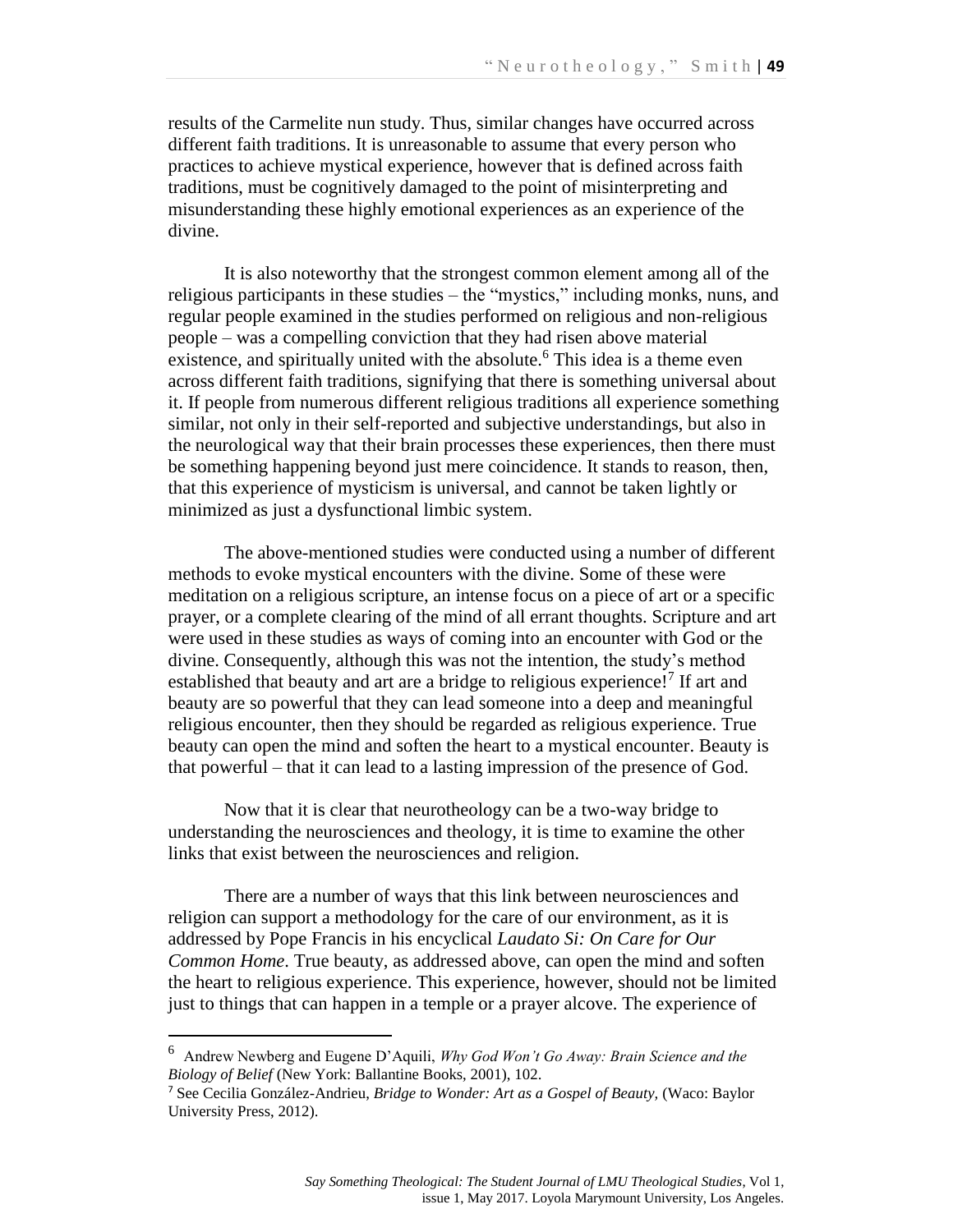results of the Carmelite nun study. Thus, similar changes have occurred across different faith traditions. It is unreasonable to assume that every person who practices to achieve mystical experience, however that is defined across faith traditions, must be cognitively damaged to the point of misinterpreting and misunderstanding these highly emotional experiences as an experience of the divine.

It is also noteworthy that the strongest common element among all of the religious participants in these studies – the "mystics," including monks, nuns, and regular people examined in the studies performed on religious and non-religious people – was a compelling conviction that they had risen above material existence, and spiritually united with the absolute.[6] This idea is a theme even across different faith traditions, signifying that there is something universal about it. If people from numerous different religious traditions all experience something similar, not only in their self-reported and subjective understandings, but also in the neurological way that their brain processes these experiences, then there must be something happening beyond just mere coincidence. It stands to reason, then, that this experience of mysticism is universal, and cannot be taken lightly or minimized as just a dysfunctional limbic system.

The above-mentioned studies were conducted using a number of different methods to evoke mystical encounters with the divine. Some of these were meditation on a religious scripture, an intense focus on a piece of art or a specific prayer, or a complete clearing of the mind of all errant thoughts. Scripture and art were used in these studies as ways of coming into an encounter with God or the divine. Consequently, although this was not the intention, the study's method established that beauty and art are a bridge to religious experience![7] If art and beauty are so powerful that they can lead someone into a deep and meaningful religious encounter, then they should be regarded as religious experience. True beauty can open the mind and soften the heart to a mystical encounter. Beauty is that powerful – that it can lead to a lasting impression of the presence of God.

Now that it is clear that neurotheology can be a two-way bridge to understanding the neurosciences and theology, it is time to examine the other links that exist between the neurosciences and religion.

There are a number of ways that this link between neurosciences and religion can support a methodology for the care of our environment, as it is addressed by Pope Francis in his encyclical *Laudato Si: On Care for Our Common Home*. True beauty, as addressed above, can open the mind and soften the heart to religious experience. This experience, however, should not be limited just to things that can happen in a temple or a prayer alcove. The experience of

---

[6] Andrew Newberg and Eugene D'Aquili, *Why God Won't Go Away: Brain Science and the Biology of Belief* (New York: Ballantine Books, 2001), 102.

[7] See Cecilia González-Andrieu, *Bridge to Wonder: Art as a Gospel of Beauty,* (Waco: Baylor University Press, 2012).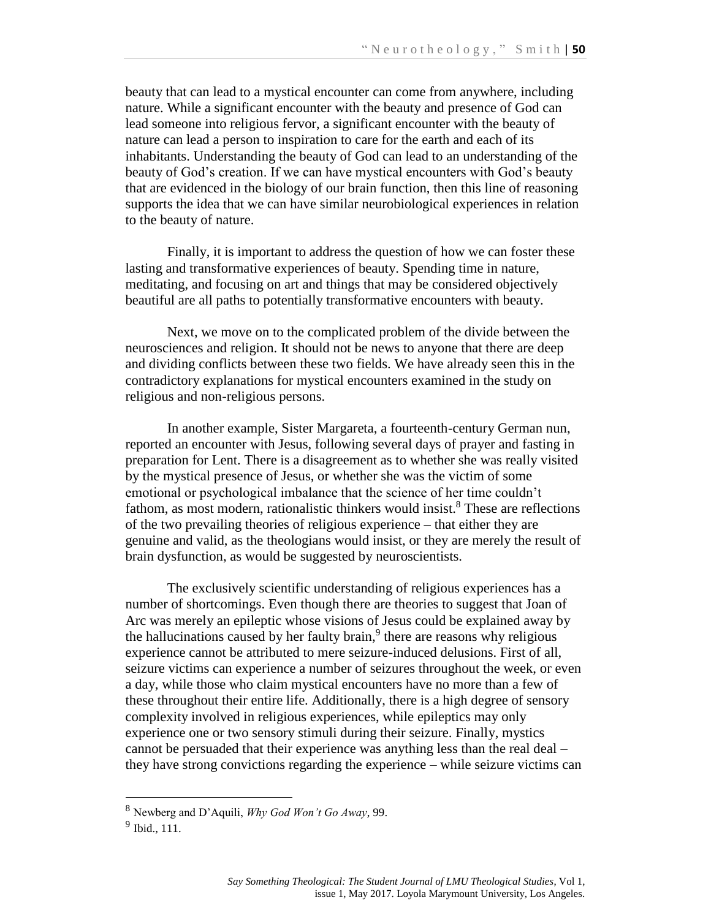beauty that can lead to a mystical encounter can come from anywhere, including nature. While a significant encounter with the beauty and presence of God can lead someone into religious fervor, a significant encounter with the beauty of nature can lead a person to inspiration to care for the earth and each of its inhabitants. Understanding the beauty of God can lead to an understanding of the beauty of God's creation. If we can have mystical encounters with God's beauty that are evidenced in the biology of our brain function, then this line of reasoning supports the idea that we can have similar neurobiological experiences in relation to the beauty of nature.

Finally, it is important to address the question of how we can foster these lasting and transformative experiences of beauty. Spending time in nature, meditating, and focusing on art and things that may be considered objectively beautiful are all paths to potentially transformative encounters with beauty.

Next, we move on to the complicated problem of the divide between the neurosciences and religion. It should not be news to anyone that there are deep and dividing conflicts between these two fields. We have already seen this in the contradictory explanations for mystical encounters examined in the study on religious and non-religious persons.

In another example, Sister Margareta, a fourteenth-century German nun, reported an encounter with Jesus, following several days of prayer and fasting in preparation for Lent. There is a disagreement as to whether she was really visited by the mystical presence of Jesus, or whether she was the victim of some emotional or psychological imbalance that the science of her time couldn't fathom, as most modern, rationalistic thinkers would insist.[8] These are reflections of the two prevailing theories of religious experience – that either they are genuine and valid, as the theologians would insist, or they are merely the result of brain dysfunction, as would be suggested by neuroscientists.

The exclusively scientific understanding of religious experiences has a number of shortcomings. Even though there are theories to suggest that Joan of Arc was merely an epileptic whose visions of Jesus could be explained away by the hallucinations caused by her faulty brain,[9] there are reasons why religious experience cannot be attributed to mere seizure-induced delusions. First of all, seizure victims can experience a number of seizures throughout the week, or even a day, while those who claim mystical encounters have no more than a few of these throughout their entire life. Additionally, there is a high degree of sensory complexity involved in religious experiences, while epileptics may only experience one or two sensory stimuli during their seizure. Finally, mystics cannot be persuaded that their experience was anything less than the real deal – they have strong convictions regarding the experience – while seizure victims can

---

[8] Newberg and D'Aquili, *Why God Won't Go Away*, 99.

[9] Ibid., 111.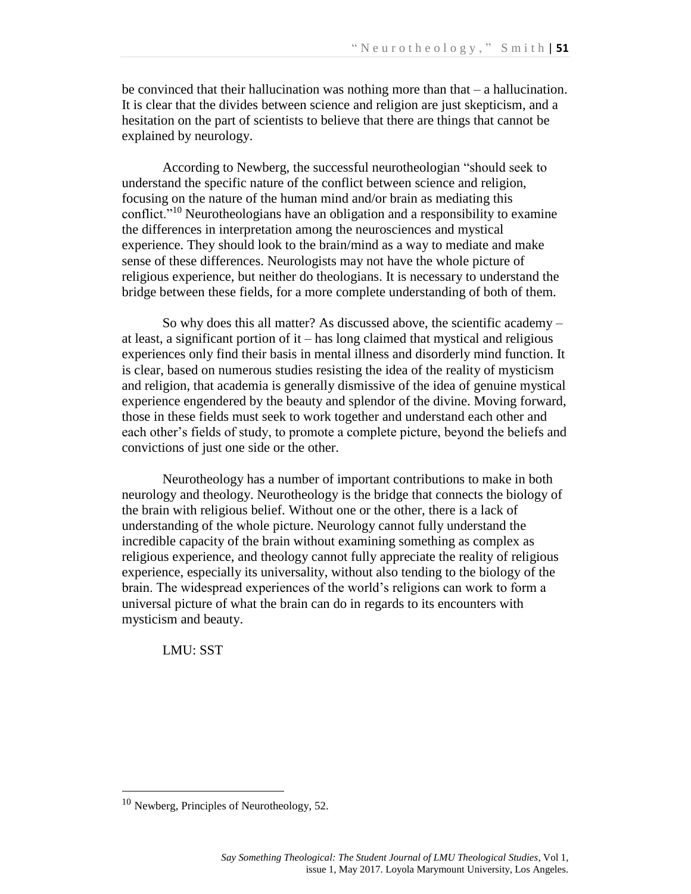be convinced that their hallucination was nothing more than that – a hallucination. It is clear that the divides between science and religion are just skepticism, and a hesitation on the part of scientists to believe that there are things that cannot be explained by neurology.

According to Newberg, the successful neurotheologian "should seek to understand the specific nature of the conflict between science and religion, focusing on the nature of the human mind and/or brain as mediating this conflict."[10] Neurotheologians have an obligation and a responsibility to examine the differences in interpretation among the neurosciences and mystical experience. They should look to the brain/mind as a way to mediate and make sense of these differences. Neurologists may not have the whole picture of religious experience, but neither do theologians. It is necessary to understand the bridge between these fields, for a more complete understanding of both of them.

So why does this all matter? As discussed above, the scientific academy – at least, a significant portion of it – has long claimed that mystical and religious experiences only find their basis in mental illness and disorderly mind function. It is clear, based on numerous studies resisting the idea of the reality of mysticism and religion, that academia is generally dismissive of the idea of genuine mystical experience engendered by the beauty and splendor of the divine. Moving forward, those in these fields must seek to work together and understand each other and each other's fields of study, to promote a complete picture, beyond the beliefs and convictions of just one side or the other.

Neurotheology has a number of important contributions to make in both neurology and theology. Neurotheology is the bridge that connects the biology of the brain with religious belief. Without one or the other, there is a lack of understanding of the whole picture. Neurology cannot fully understand the incredible capacity of the brain without examining something as complex as religious experience, and theology cannot fully appreciate the reality of religious experience, especially its universality, without also tending to the biology of the brain. The widespread experiences of the world's religions can work to form a universal picture of what the brain can do in regards to its encounters with mysticism and beauty.

LMU: SST

---

[10] Newberg, Principles of Neurotheology, 52.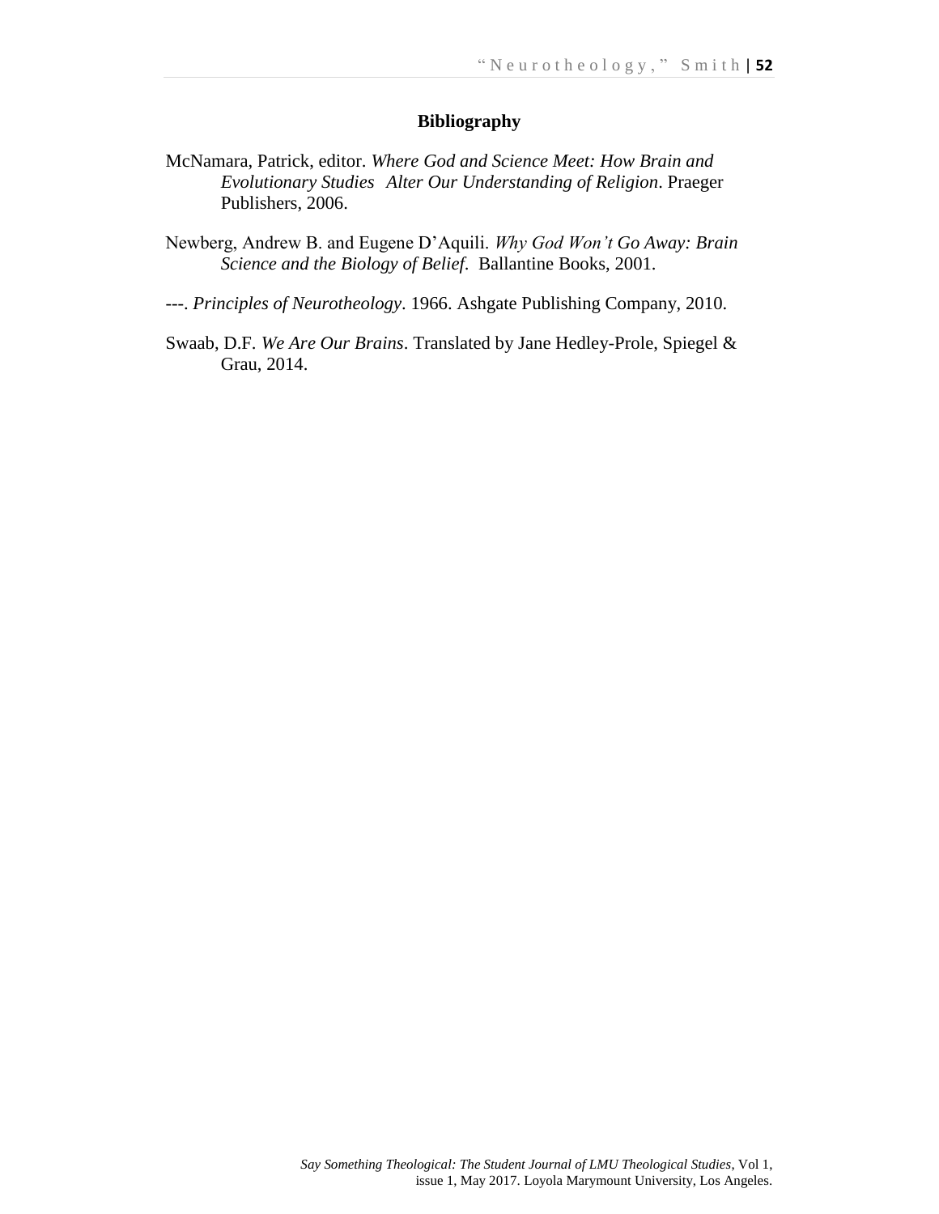## Bibliography

McNamara, Patrick, editor. *Where God and Science Meet: How Brain and Evolutionary Studies Alter Our Understanding of Religion*. Praeger Publishers, 2006.

Newberg, Andrew B. and Eugene D'Aquili. *Why God Won't Go Away: Brain Science and the Biology of Belief*. Ballantine Books, 2001.

---. *Principles of Neurotheology*. 1966. Ashgate Publishing Company, 2010.

Swaab, D.F. *We Are Our Brains*. Translated by Jane Hedley-Prole, Spiegel & Grau, 2014.